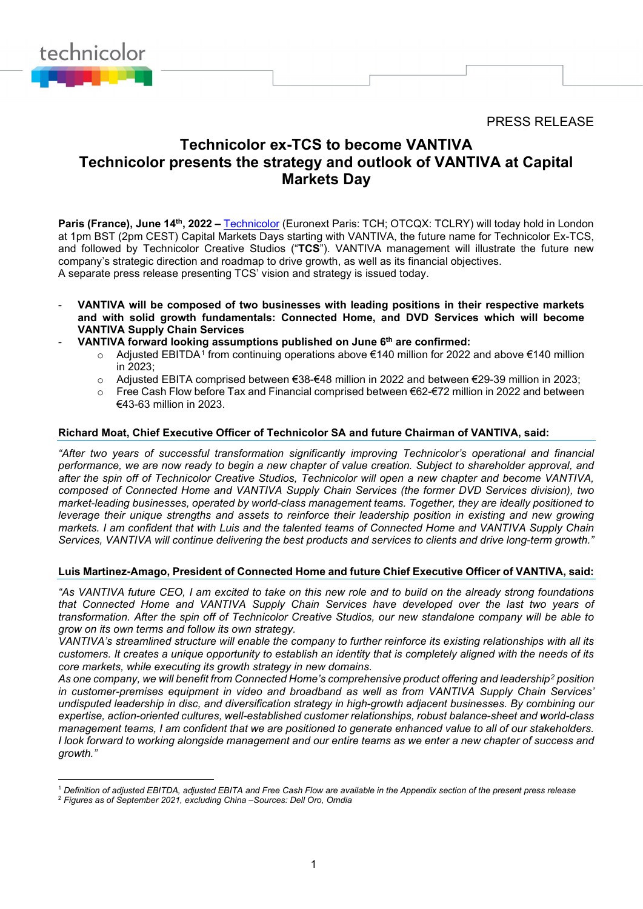PRESS RELEASE

# Technicolor ex-TCS to become VANTIVA
# Technicolor presents the strategy and outlook of VANTIVA at Capital Markets Day

**Paris (France), June 14th, 2022 –** Technicolor (Euronext Paris: TCH; OTCQX: TCLRY) will today hold in London at 1pm BST (2pm CEST) Capital Markets Days starting with VANTIVA, the future name for Technicolor Ex-TCS, and followed by Technicolor Creative Studios ("**TCS**"). VANTIVA management will illustrate the future new company's strategic direction and roadmap to drive growth, as well as its financial objectives.
A separate press release presenting TCS' vision and strategy is issued today.

- **VANTIVA will be composed of two businesses with leading positions in their respective markets and with solid growth fundamentals: Connected Home, and DVD Services which will become VANTIVA Supply Chain Services**
- **VANTIVA forward looking assumptions published on June 6th are confirmed:**
  - Adjusted EBITDA[1] from continuing operations above €140 million for 2022 and above €140 million in 2023;
  - Adjusted EBITA comprised between €38-€48 million in 2022 and between €29-39 million in 2023;
  - Free Cash Flow before Tax and Financial comprised between €62-€72 million in 2022 and between €43-63 million in 2023.

**Richard Moat, Chief Executive Officer of Technicolor SA and future Chairman of VANTIVA, said:**

*"After two years of successful transformation significantly improving Technicolor's operational and financial performance, we are now ready to begin a new chapter of value creation. Subject to shareholder approval, and after the spin off of Technicolor Creative Studios, Technicolor will open a new chapter and become VANTIVA, composed of Connected Home and VANTIVA Supply Chain Services (the former DVD Services division), two market-leading businesses, operated by world-class management teams. Together, they are ideally positioned to leverage their unique strengths and assets to reinforce their leadership position in existing and new growing markets. I am confident that with Luis and the talented teams of Connected Home and VANTIVA Supply Chain Services, VANTIVA will continue delivering the best products and services to clients and drive long-term growth."*

**Luis Martinez-Amago, President of Connected Home and future Chief Executive Officer of VANTIVA, said:**

*"As VANTIVA future CEO, I am excited to take on this new role and to build on the already strong foundations that Connected Home and VANTIVA Supply Chain Services have developed over the last two years of transformation. After the spin off of Technicolor Creative Studios, our new standalone company will be able to grow on its own terms and follow its own strategy.*
*VANTIVA's streamlined structure will enable the company to further reinforce its existing relationships with all its customers. It creates a unique opportunity to establish an identity that is completely aligned with the needs of its core markets, while executing its growth strategy in new domains.*
*As one company, we will benefit from Connected Home's comprehensive product offering and leadership[2] position in customer-premises equipment in video and broadband as well as from VANTIVA Supply Chain Services' undisputed leadership in disc, and diversification strategy in high-growth adjacent businesses. By combining our expertise, action-oriented cultures, well-established customer relationships, robust balance-sheet and world-class management teams, I am confident that we are positioned to generate enhanced value to all of our stakeholders. I look forward to working alongside management and our entire teams as we enter a new chapter of success and growth."*

---

[1] *Definition of adjusted EBITDA, adjusted EBITA and Free Cash Flow are available in the Appendix section of the present press release*
[2] *Figures as of September 2021, excluding China –Sources: Dell Oro, Omdia*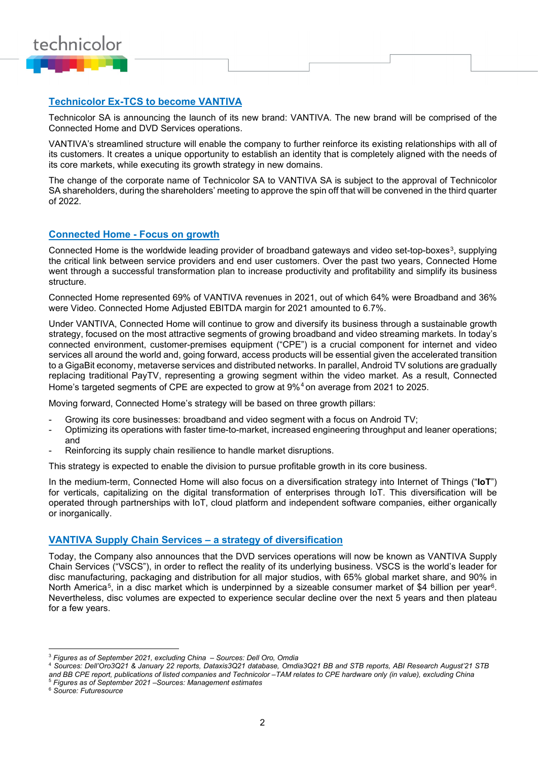## Technicolor Ex-TCS to become VANTIVA

Technicolor SA is announcing the launch of its new brand: VANTIVA. The new brand will be comprised of the Connected Home and DVD Services operations.

VANTIVA's streamlined structure will enable the company to further reinforce its existing relationships with all of its customers. It creates a unique opportunity to establish an identity that is completely aligned with the needs of its core markets, while executing its growth strategy in new domains.

The change of the corporate name of Technicolor SA to VANTIVA SA is subject to the approval of Technicolor SA shareholders, during the shareholders' meeting to approve the spin off that will be convened in the third quarter of 2022.

## Connected Home - Focus on growth

Connected Home is the worldwide leading provider of broadband gateways and video set-top-boxes[3], supplying the critical link between service providers and end user customers. Over the past two years, Connected Home went through a successful transformation plan to increase productivity and profitability and simplify its business structure.

Connected Home represented 69% of VANTIVA revenues in 2021, out of which 64% were Broadband and 36% were Video. Connected Home Adjusted EBITDA margin for 2021 amounted to 6.7%.

Under VANTIVA, Connected Home will continue to grow and diversify its business through a sustainable growth strategy, focused on the most attractive segments of growing broadband and video streaming markets. In today's connected environment, customer-premises equipment ("CPE") is a crucial component for internet and video services all around the world and, going forward, access products will be essential given the accelerated transition to a GigaBit economy, metaverse services and distributed networks. In parallel, Android TV solutions are gradually replacing traditional PayTV, representing a growing segment within the video market. As a result, Connected Home's targeted segments of CPE are expected to grow at 9%[4] on average from 2021 to 2025.

Moving forward, Connected Home's strategy will be based on three growth pillars:

- Growing its core businesses: broadband and video segment with a focus on Android TV;
- Optimizing its operations with faster time-to-market, increased engineering throughput and leaner operations; and
- Reinforcing its supply chain resilience to handle market disruptions.

This strategy is expected to enable the division to pursue profitable growth in its core business.

In the medium-term, Connected Home will also focus on a diversification strategy into Internet of Things ("**IoT**") for verticals, capitalizing on the digital transformation of enterprises through IoT. This diversification will be operated through partnerships with IoT, cloud platform and independent software companies, either organically or inorganically.

## VANTIVA Supply Chain Services – a strategy of diversification

Today, the Company also announces that the DVD services operations will now be known as VANTIVA Supply Chain Services ("VSCS"), in order to reflect the reality of its underlying business. VSCS is the world's leader for disc manufacturing, packaging and distribution for all major studios, with 65% global market share, and 90% in North America[5], in a disc market which is underpinned by a sizeable consumer market of $4 billion per year[6]. Nevertheless, disc volumes are expected to experience secular decline over the next 5 years and then plateau for a few years.

---

[3] *Figures as of September 2021, excluding China – Sources: Dell Oro, Omdia*

[4] *Sources: Dell'Oro3Q21 & January 22 reports, Dataxis3Q21 database, Omdia3Q21 BB and STB reports, ABI Research August'21 STB and BB CPE report, publications of listed companies and Technicolor –TAM relates to CPE hardware only (in value), excluding China*

[5] *Figures as of September 2021 –Sources: Management estimates*

[6] *Source: Futuresource*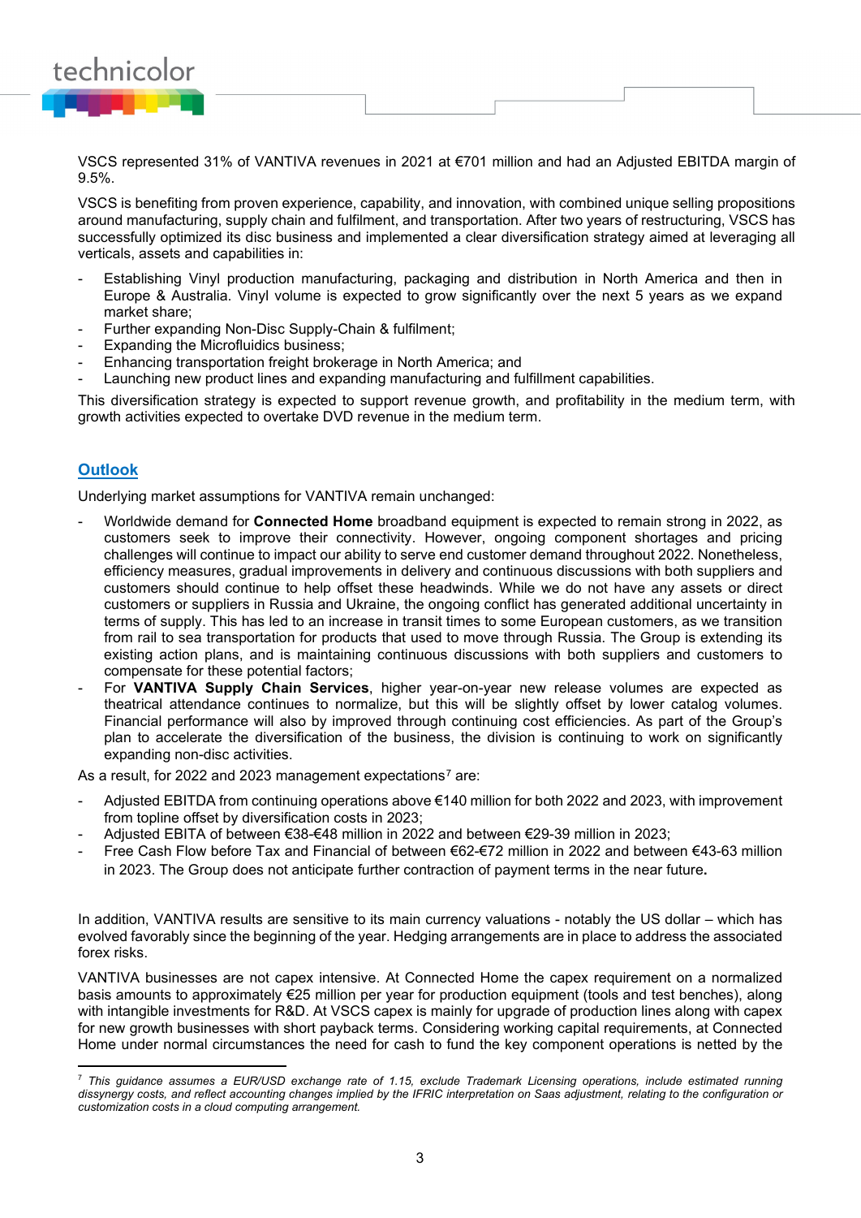VSCS represented 31% of VANTIVA revenues in 2021 at €701 million and had an Adjusted EBITDA margin of 9.5%.

VSCS is benefiting from proven experience, capability, and innovation, with combined unique selling propositions around manufacturing, supply chain and fulfilment, and transportation. After two years of restructuring, VSCS has successfully optimized its disc business and implemented a clear diversification strategy aimed at leveraging all verticals, assets and capabilities in:

- Establishing Vinyl production manufacturing, packaging and distribution in North America and then in Europe & Australia. Vinyl volume is expected to grow significantly over the next 5 years as we expand market share;
- Further expanding Non-Disc Supply-Chain & fulfilment;
- Expanding the Microfluidics business;
- Enhancing transportation freight brokerage in North America; and
- Launching new product lines and expanding manufacturing and fulfillment capabilities.

This diversification strategy is expected to support revenue growth, and profitability in the medium term, with growth activities expected to overtake DVD revenue in the medium term.

## Outlook

Underlying market assumptions for VANTIVA remain unchanged:

- Worldwide demand for **Connected Home** broadband equipment is expected to remain strong in 2022, as customers seek to improve their connectivity. However, ongoing component shortages and pricing challenges will continue to impact our ability to serve end customer demand throughout 2022. Nonetheless, efficiency measures, gradual improvements in delivery and continuous discussions with both suppliers and customers should continue to help offset these headwinds. While we do not have any assets or direct customers or suppliers in Russia and Ukraine, the ongoing conflict has generated additional uncertainty in terms of supply. This has led to an increase in transit times to some European customers, as we transition from rail to sea transportation for products that used to move through Russia. The Group is extending its existing action plans, and is maintaining continuous discussions with both suppliers and customers to compensate for these potential factors;
- For **VANTIVA Supply Chain Services**, higher year-on-year new release volumes are expected as theatrical attendance continues to normalize, but this will be slightly offset by lower catalog volumes. Financial performance will also by improved through continuing cost efficiencies. As part of the Group's plan to accelerate the diversification of the business, the division is continuing to work on significantly expanding non-disc activities.

As a result, for 2022 and 2023 management expectations[7] are:

- Adjusted EBITDA from continuing operations above €140 million for both 2022 and 2023, with improvement from topline offset by diversification costs in 2023;
- Adjusted EBITA of between €38-€48 million in 2022 and between €29-39 million in 2023;
- Free Cash Flow before Tax and Financial of between €62-€72 million in 2022 and between €43-63 million in 2023. The Group does not anticipate further contraction of payment terms in the near future**.**

In addition, VANTIVA results are sensitive to its main currency valuations - notably the US dollar – which has evolved favorably since the beginning of the year. Hedging arrangements are in place to address the associated forex risks.

VANTIVA businesses are not capex intensive. At Connected Home the capex requirement on a normalized basis amounts to approximately €25 million per year for production equipment (tools and test benches), along with intangible investments for R&D. At VSCS capex is mainly for upgrade of production lines along with capex for new growth businesses with short payback terms. Considering working capital requirements, at Connected Home under normal circumstances the need for cash to fund the key component operations is netted by the

---

[7] *This guidance assumes a EUR/USD exchange rate of 1.15, exclude Trademark Licensing operations, include estimated running dissynergy costs, and reflect accounting changes implied by the IFRIC interpretation on Saas adjustment, relating to the configuration or customization costs in a cloud computing arrangement.*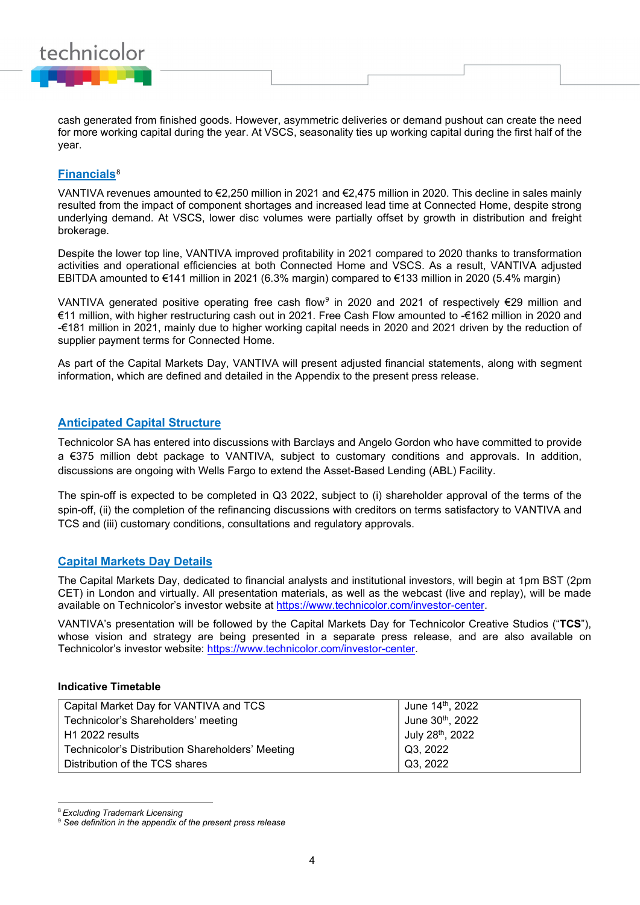cash generated from finished goods. However, asymmetric deliveries or demand pushout can create the need for more working capital during the year. At VSCS, seasonality ties up working capital during the first half of the year.

## Financials[8]

VANTIVA revenues amounted to €2,250 million in 2021 and €2,475 million in 2020. This decline in sales mainly resulted from the impact of component shortages and increased lead time at Connected Home, despite strong underlying demand. At VSCS, lower disc volumes were partially offset by growth in distribution and freight brokerage.

Despite the lower top line, VANTIVA improved profitability in 2021 compared to 2020 thanks to transformation activities and operational efficiencies at both Connected Home and VSCS. As a result, VANTIVA adjusted EBITDA amounted to €141 million in 2021 (6.3% margin) compared to €133 million in 2020 (5.4% margin)

VANTIVA generated positive operating free cash flow[9] in 2020 and 2021 of respectively €29 million and €11 million, with higher restructuring cash out in 2021. Free Cash Flow amounted to -€162 million in 2020 and -€181 million in 2021, mainly due to higher working capital needs in 2020 and 2021 driven by the reduction of supplier payment terms for Connected Home.

As part of the Capital Markets Day, VANTIVA will present adjusted financial statements, along with segment information, which are defined and detailed in the Appendix to the present press release.

## Anticipated Capital Structure

Technicolor SA has entered into discussions with Barclays and Angelo Gordon who have committed to provide a €375 million debt package to VANTIVA, subject to customary conditions and approvals. In addition, discussions are ongoing with Wells Fargo to extend the Asset-Based Lending (ABL) Facility.

The spin-off is expected to be completed in Q3 2022, subject to (i) shareholder approval of the terms of the spin-off, (ii) the completion of the refinancing discussions with creditors on terms satisfactory to VANTIVA and TCS and (iii) customary conditions, consultations and regulatory approvals.

## Capital Markets Day Details

The Capital Markets Day, dedicated to financial analysts and institutional investors, will begin at 1pm BST (2pm CET) in London and virtually. All presentation materials, as well as the webcast (live and replay), will be made available on Technicolor's investor website at https://www.technicolor.com/investor-center.

VANTIVA's presentation will be followed by the Capital Markets Day for Technicolor Creative Studios ("**TCS**"), whose vision and strategy are being presented in a separate press release, and are also available on Technicolor's investor website: https://www.technicolor.com/investor-center.

**Indicative Timetable**

| Event | Date |
|---|---|
| Capital Market Day for VANTIVA and TCS | June 14th, 2022 |
| Technicolor's Shareholders' meeting | June 30th, 2022 |
| H1 2022 results | July 28th, 2022 |
| Technicolor's Distribution Shareholders' Meeting | Q3, 2022 |
| Distribution of the TCS shares | Q3, 2022 |

[8] *Excluding Trademark Licensing*
[9] *See definition in the appendix of the present press release*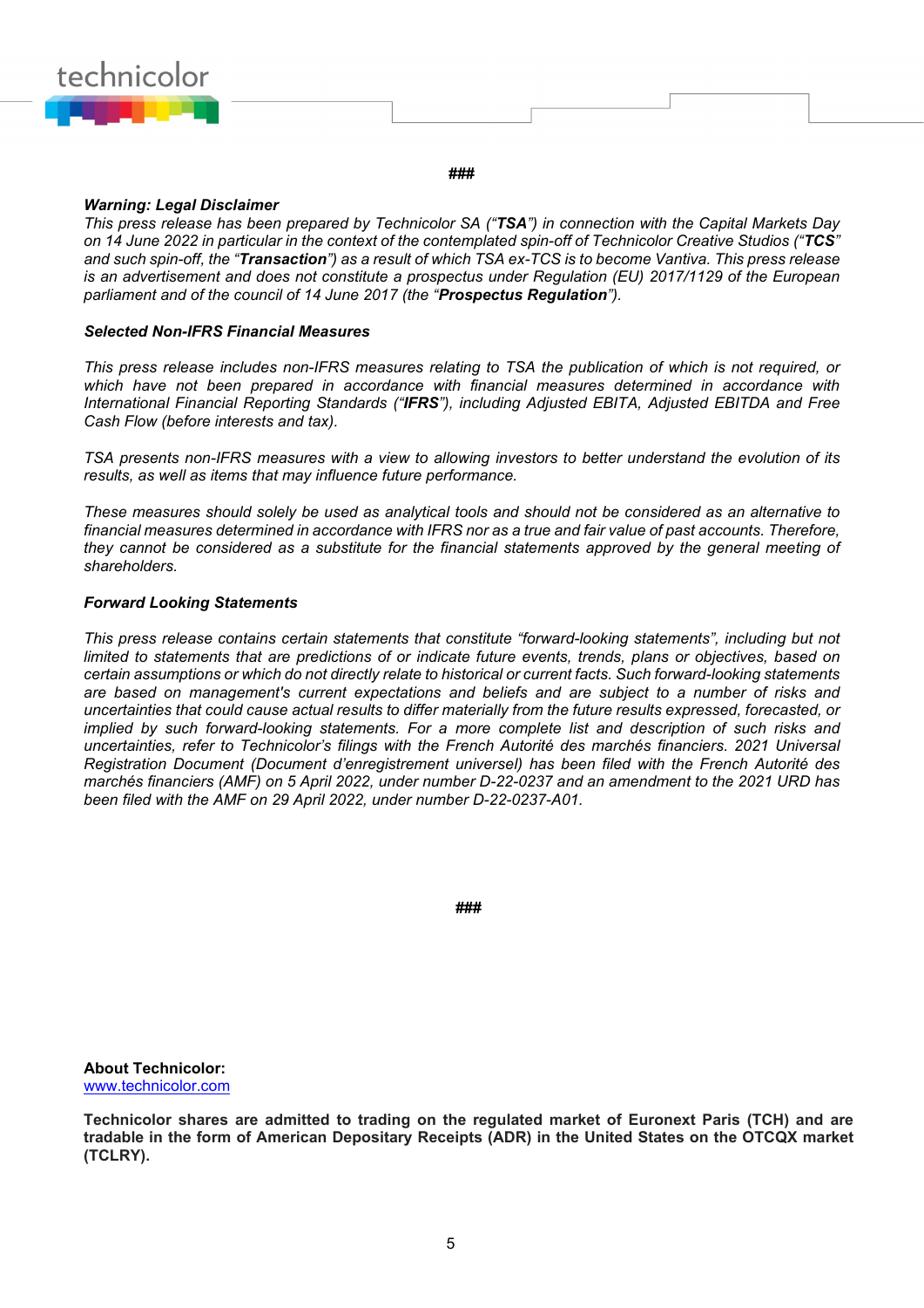###

***Warning: Legal Disclaimer***

*This press release has been prepared by Technicolor SA ("**TSA**") in connection with the Capital Markets Day on 14 June 2022 in particular in the context of the contemplated spin-off of Technicolor Creative Studios ("**TCS**" and such spin-off, the "**Transaction**") as a result of which TSA ex-TCS is to become Vantiva. This press release is an advertisement and does not constitute a prospectus under Regulation (EU) 2017/1129 of the European parliament and of the council of 14 June 2017 (the "**Prospectus Regulation**").*

***Selected Non-IFRS Financial Measures***

*This press release includes non-IFRS measures relating to TSA the publication of which is not required, or which have not been prepared in accordance with financial measures determined in accordance with International Financial Reporting Standards ("**IFRS**"), including Adjusted EBITA, Adjusted EBITDA and Free Cash Flow (before interests and tax).*

*TSA presents non-IFRS measures with a view to allowing investors to better understand the evolution of its results, as well as items that may influence future performance.*

*These measures should solely be used as analytical tools and should not be considered as an alternative to financial measures determined in accordance with IFRS nor as a true and fair value of past accounts. Therefore, they cannot be considered as a substitute for the financial statements approved by the general meeting of shareholders.*

***Forward Looking Statements***

*This press release contains certain statements that constitute "forward-looking statements", including but not limited to statements that are predictions of or indicate future events, trends, plans or objectives, based on certain assumptions or which do not directly relate to historical or current facts. Such forward-looking statements are based on management's current expectations and beliefs and are subject to a number of risks and uncertainties that could cause actual results to differ materially from the future results expressed, forecasted, or implied by such forward-looking statements. For a more complete list and description of such risks and uncertainties, refer to Technicolor's filings with the French Autorité des marchés financiers. 2021 Universal Registration Document (Document d'enregistrement universel) has been filed with the French Autorité des marchés financiers (AMF) on 5 April 2022, under number D-22-0237 and an amendment to the 2021 URD has been filed with the AMF on 29 April 2022, under number D-22-0237-A01.*

###

**About Technicolor:**
[www.technicolor.com](http://www.technicolor.com)

**Technicolor shares are admitted to trading on the regulated market of Euronext Paris (TCH) and are tradable in the form of American Depositary Receipts (ADR) in the United States on the OTCQX market (TCLRY).**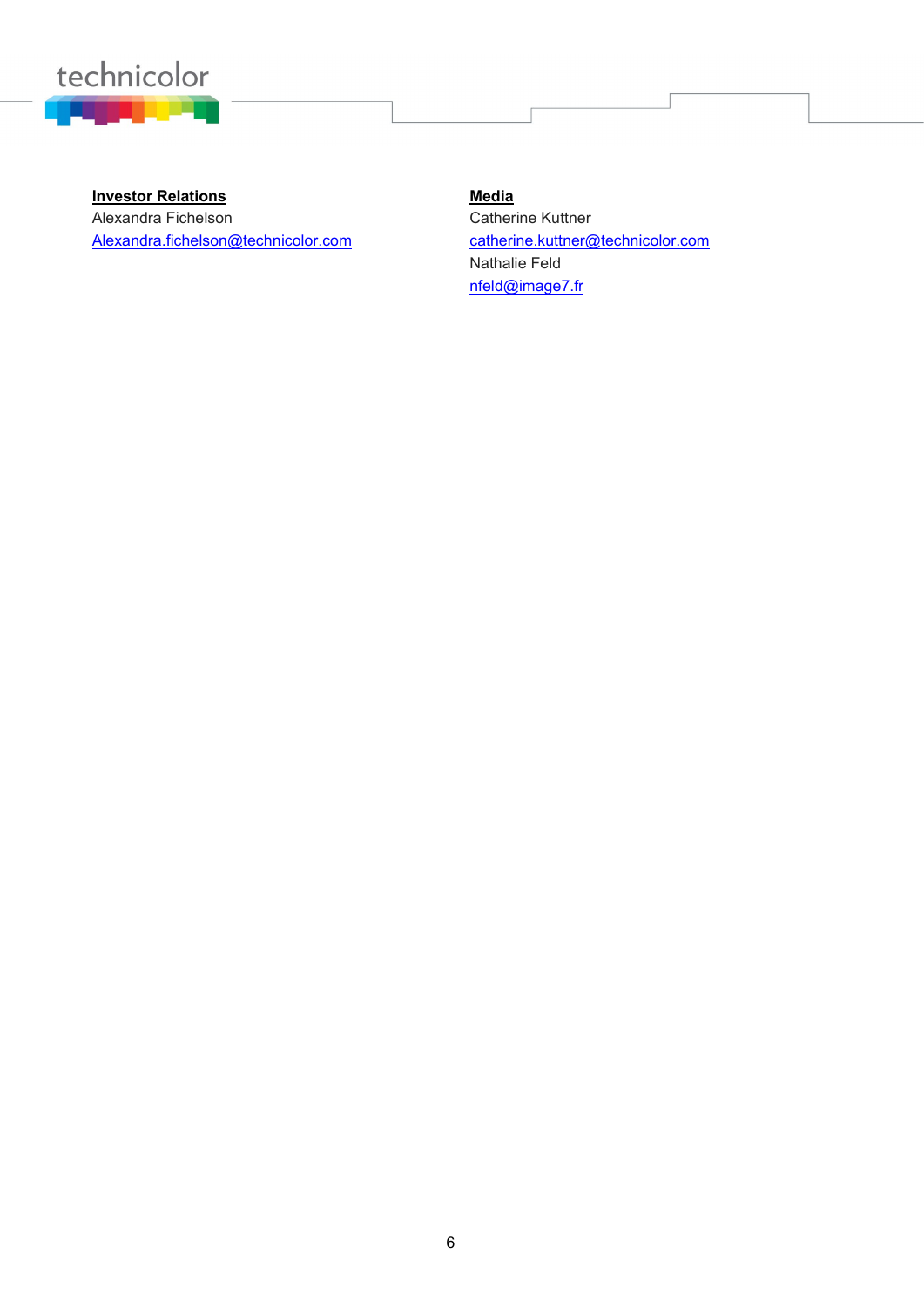**Investor Relations**
Alexandra Fichelson
Alexandra.fichelson@technicolor.com

**Media**
Catherine Kuttner
catherine.kuttner@technicolor.com
Nathalie Feld
nfeld@image7.fr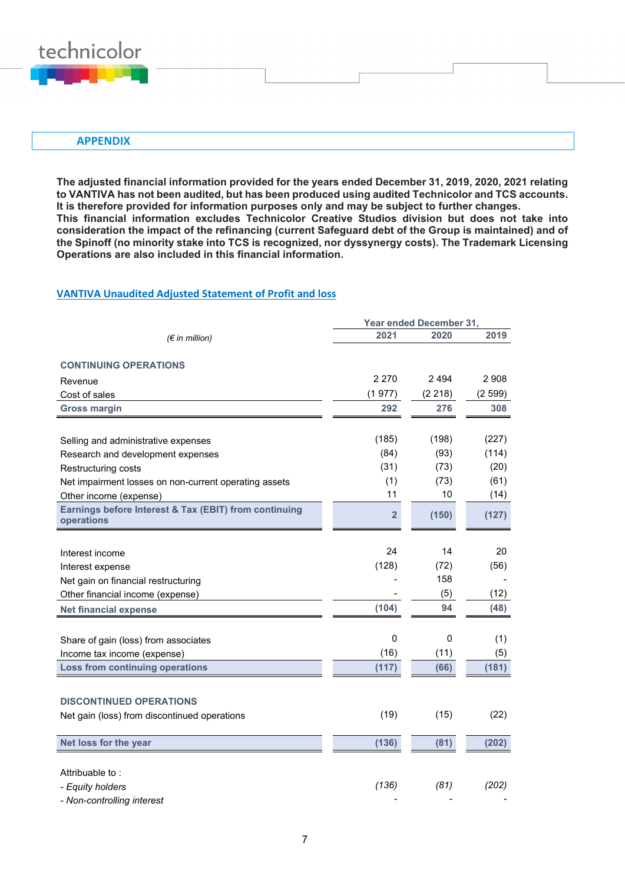## APPENDIX

**The adjusted financial information provided for the years ended December 31, 2019, 2020, 2021 relating to VANTIVA has not been audited, but has been produced using audited Technicolor and TCS accounts. It is therefore provided for information purposes only and may be subject to further changes.**
**This financial information excludes Technicolor Creative Studios division but does not take into consideration the impact of the refinancing (current Safeguard debt of the Group is maintained) and of the Spinoff (no minority stake into TCS is recognized, nor dyssynergy costs). The Trademark Licensing Operations are also included in this financial information.**

### VANTIVA Unaudited Adjusted Statement of Profit and loss

| *(€ in million)* | Year ended December 31, | | |
|---|---|---|---|
| | **2021** | **2020** | **2019** |
| **CONTINUING OPERATIONS** | | | |
| Revenue | 2 270 | 2 494 | 2 908 |
| Cost of sales | (1 977) | (2 218) | (2 599) |
| **Gross margin** | **292** | **276** | **308** |
| Selling and administrative expenses | (185) | (198) | (227) |
| Research and development expenses | (84) | (93) | (114) |
| Restructuring costs | (31) | (73) | (20) |
| Net impairment losses on non-current operating assets | (1) | (73) | (61) |
| Other income (expense) | 11 | 10 | (14) |
| **Earnings before Interest & Tax (EBIT) from continuing operations** | **2** | **(150)** | **(127)** |
| Interest income | 24 | 14 | 20 |
| Interest expense | (128) | (72) | (56) |
| Net gain on financial restructuring | - | 158 | - |
| Other financial income (expense) | - | (5) | (12) |
| **Net financial expense** | **(104)** | **94** | **(48)** |
| Share of gain (loss) from associates | 0 | 0 | (1) |
| Income tax income (expense) | (16) | (11) | (5) |
| **Loss from continuing operations** | **(117)** | **(66)** | **(181)** |
| **DISCONTINUED OPERATIONS** | | | |
| Net gain (loss) from discontinued operations | (19) | (15) | (22) |
| **Net loss for the year** | **(136)** | **(81)** | **(202)** |
| Attribuable to : | | | |
| *- Equity holders* | *(136)* | *(81)* | *(202)* |
| *- Non-controlling interest* | - | - | - |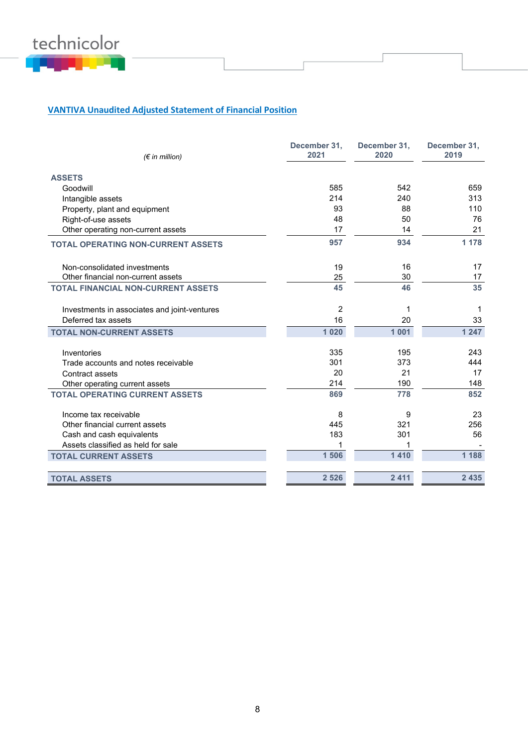## VANTIVA Unaudited Adjusted Statement of Financial Position

| *(€ in million)* | December 31, 2021 | December 31, 2020 | December 31, 2019 |
|---|---|---|---|
| **ASSETS** | | | |
| Goodwill | 585 | 542 | 659 |
| Intangible assets | 214 | 240 | 313 |
| Property, plant and equipment | 93 | 88 | 110 |
| Right-of-use assets | 48 | 50 | 76 |
| Other operating non-current assets | 17 | 14 | 21 |
| **TOTAL OPERATING NON-CURRENT ASSETS** | **957** | **934** | **1 178** |
| Non-consolidated investments | 19 | 16 | 17 |
| Other financial non-current assets | 25 | 30 | 17 |
| **TOTAL FINANCIAL NON-CURRENT ASSETS** | **45** | **46** | **35** |
| Investments in associates and joint-ventures | 2 | 1 | 1 |
| Deferred tax assets | 16 | 20 | 33 |
| **TOTAL NON-CURRENT ASSETS** | **1 020** | **1 001** | **1 247** |
| Inventories | 335 | 195 | 243 |
| Trade accounts and notes receivable | 301 | 373 | 444 |
| Contract assets | 20 | 21 | 17 |
| Other operating current assets | 214 | 190 | 148 |
| **TOTAL OPERATING CURRENT ASSETS** | **869** | **778** | **852** |
| Income tax receivable | 8 | 9 | 23 |
| Other financial current assets | 445 | 321 | 256 |
| Cash and cash equivalents | 183 | 301 | 56 |
| Assets classified as held for sale | 1 | 1 | - |
| **TOTAL CURRENT ASSETS** | **1 506** | **1 410** | **1 188** |
| **TOTAL ASSETS** | **2 526** | **2 411** | **2 435** |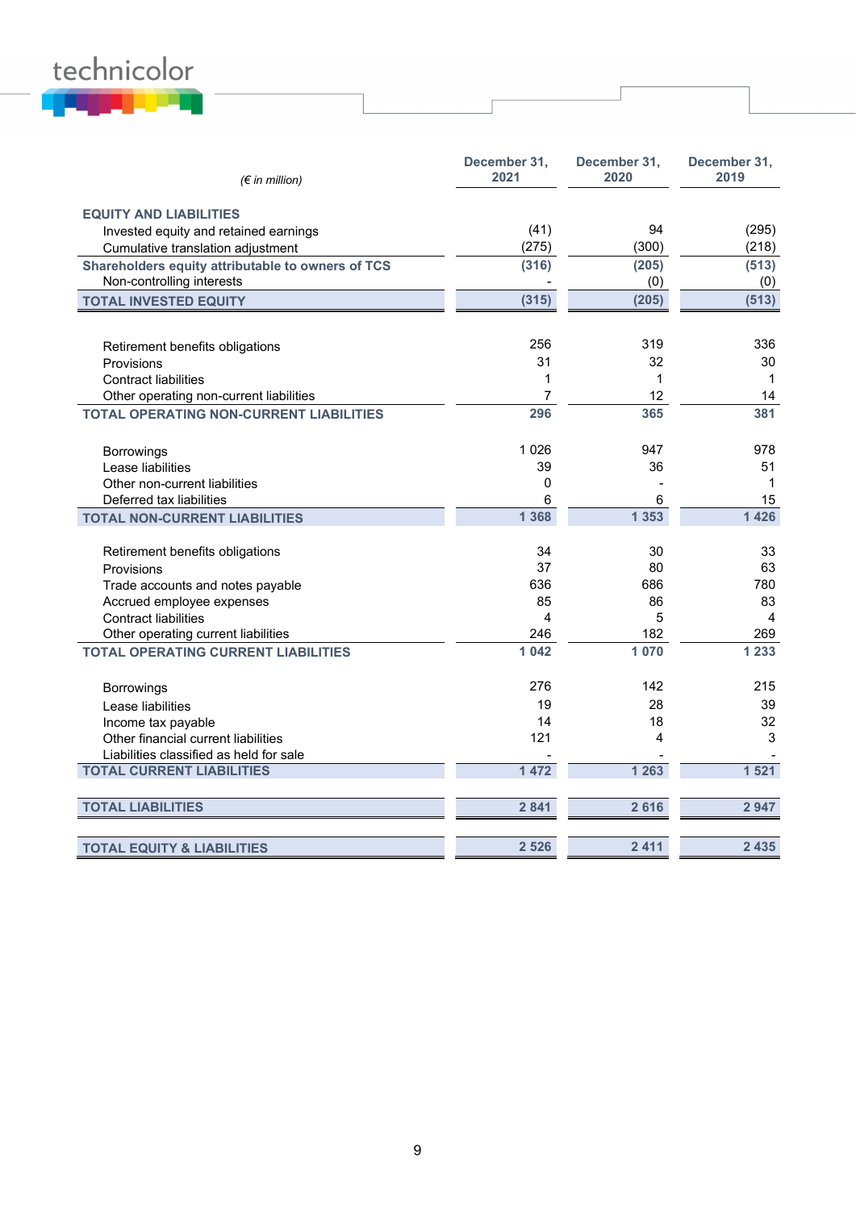| *(€ in million)* | December 31, 2021 | December 31, 2020 | December 31, 2019 |
|---|---|---|---|
| **EQUITY AND LIABILITIES** | | | |
| Invested equity and retained earnings | (41) | 94 | (295) |
| Cumulative translation adjustment | (275) | (300) | (218) |
| **Shareholders equity attributable to owners of TCS** | **(316)** | **(205)** | **(513)** |
| Non-controlling interests | - | (0) | (0) |
| **TOTAL INVESTED EQUITY** | **(315)** | **(205)** | **(513)** |
| | | | |
| Retirement benefits obligations | 256 | 319 | 336 |
| Provisions | 31 | 32 | 30 |
| Contract liabilities | 1 | 1 | 1 |
| Other operating non-current liabilities | 7 | 12 | 14 |
| **TOTAL OPERATING NON-CURRENT LIABILITIES** | **296** | **365** | **381** |
| | | | |
| Borrowings | 1 026 | 947 | 978 |
| Lease liabilities | 39 | 36 | 51 |
| Other non-current liabilities | 0 | - | 1 |
| Deferred tax liabilities | 6 | 6 | 15 |
| **TOTAL NON-CURRENT LIABILITIES** | **1 368** | **1 353** | **1 426** |
| | | | |
| Retirement benefits obligations | 34 | 30 | 33 |
| Provisions | 37 | 80 | 63 |
| Trade accounts and notes payable | 636 | 686 | 780 |
| Accrued employee expenses | 85 | 86 | 83 |
| Contract liabilities | 4 | 5 | 4 |
| Other operating current liabilities | 246 | 182 | 269 |
| **TOTAL OPERATING CURRENT LIABILITIES** | **1 042** | **1 070** | **1 233** |
| | | | |
| Borrowings | 276 | 142 | 215 |
| Lease liabilities | 19 | 28 | 39 |
| Income tax payable | 14 | 18 | 32 |
| Other financial current liabilities | 121 | 4 | 3 |
| Liabilities classified as held for sale | - | - | - |
| **TOTAL CURRENT LIABILITIES** | **1 472** | **1 263** | **1 521** |
| | | | |
| **TOTAL LIABILITIES** | **2 841** | **2 616** | **2 947** |
| | | | |
| **TOTAL EQUITY & LIABILITIES** | **2 526** | **2 411** | **2 435** |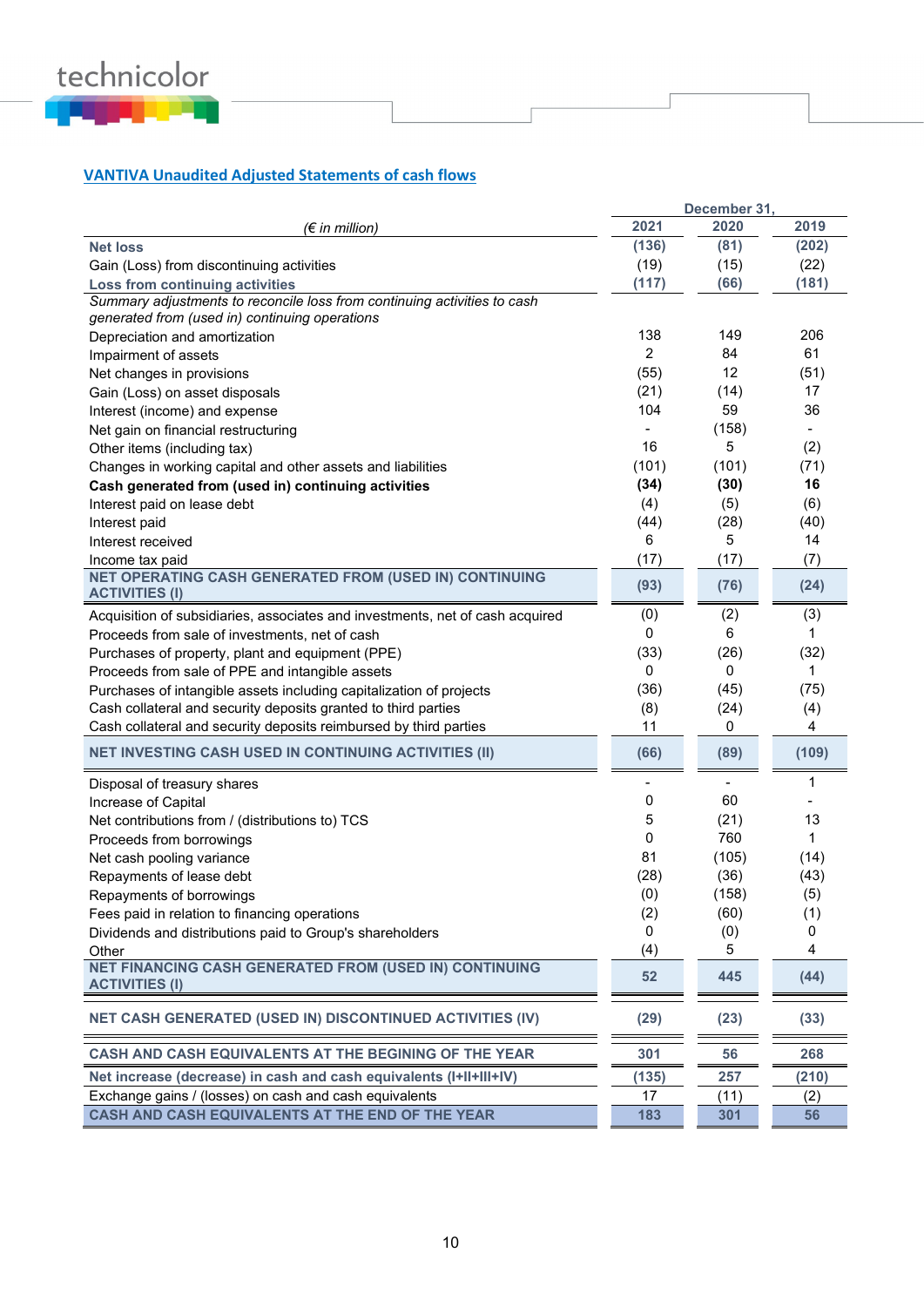## VANTIVA Unaudited Adjusted Statements of cash flows

| (€ in million) | December 31, 2021 | 2020 | 2019 |
|---|---|---|---|
| **Net loss** | **(136)** | **(81)** | **(202)** |
| Gain (Loss) from discontinuing activities | (19) | (15) | (22) |
| **Loss from continuing activities** | **(117)** | **(66)** | **(181)** |
| *Summary adjustments to reconcile loss from continuing activities to cash generated from (used in) continuing operations* | | | |
| Depreciation and amortization | 138 | 149 | 206 |
| Impairment of assets | 2 | 84 | 61 |
| Net changes in provisions | (55) | 12 | (51) |
| Gain (Loss) on asset disposals | (21) | (14) | 17 |
| Interest (income) and expense | 104 | 59 | 36 |
| Net gain on financial restructuring | - | (158) | - |
| Other items (including tax) | 16 | 5 | (2) |
| Changes in working capital and other assets and liabilities | (101) | (101) | (71) |
| **Cash generated from (used in) continuing activities** | **(34)** | **(30)** | **16** |
| Interest paid on lease debt | (4) | (5) | (6) |
| Interest paid | (44) | (28) | (40) |
| Interest received | 6 | 5 | 14 |
| Income tax paid | (17) | (17) | (7) |
| **NET OPERATING CASH GENERATED FROM (USED IN) CONTINUING ACTIVITIES (I)** | **(93)** | **(76)** | **(24)** |
| Acquisition of subsidiaries, associates and investments, net of cash acquired | (0) | (2) | (3) |
| Proceeds from sale of investments, net of cash | 0 | 6 | 1 |
| Purchases of property, plant and equipment (PPE) | (33) | (26) | (32) |
| Proceeds from sale of PPE and intangible assets | 0 | 0 | 1 |
| Purchases of intangible assets including capitalization of projects | (36) | (45) | (75) |
| Cash collateral and security deposits granted to third parties | (8) | (24) | (4) |
| Cash collateral and security deposits reimbursed by third parties | 11 | 0 | 4 |
| **NET INVESTING CASH USED IN CONTINUING ACTIVITIES (II)** | **(66)** | **(89)** | **(109)** |
| Disposal of treasury shares | - | - | 1 |
| Increase of Capital | 0 | 60 | - |
| Net contributions from / (distributions to) TCS | 5 | (21) | 13 |
| Proceeds from borrowings | 0 | 760 | 1 |
| Net cash pooling variance | 81 | (105) | (14) |
| Repayments of lease debt | (28) | (36) | (43) |
| Repayments of borrowings | (0) | (158) | (5) |
| Fees paid in relation to financing operations | (2) | (60) | (1) |
| Dividends and distributions paid to Group's shareholders | 0 | (0) | 0 |
| Other | (4) | 5 | 4 |
| **NET FINANCING CASH GENERATED FROM (USED IN) CONTINUING ACTIVITIES (I)** | **52** | **445** | **(44)** |
| **NET CASH GENERATED (USED IN) DISCONTINUED ACTIVITIES (IV)** | **(29)** | **(23)** | **(33)** |
| **CASH AND CASH EQUIVALENTS AT THE BEGINING OF THE YEAR** | **301** | **56** | **268** |
| **Net increase (decrease) in cash and cash equivalents (I+II+III+IV)** | **(135)** | **257** | **(210)** |
| Exchange gains / (losses) on cash and cash equivalents | 17 | (11) | (2) |
| **CASH AND CASH EQUIVALENTS AT THE END OF THE YEAR** | **183** | **301** | **56** |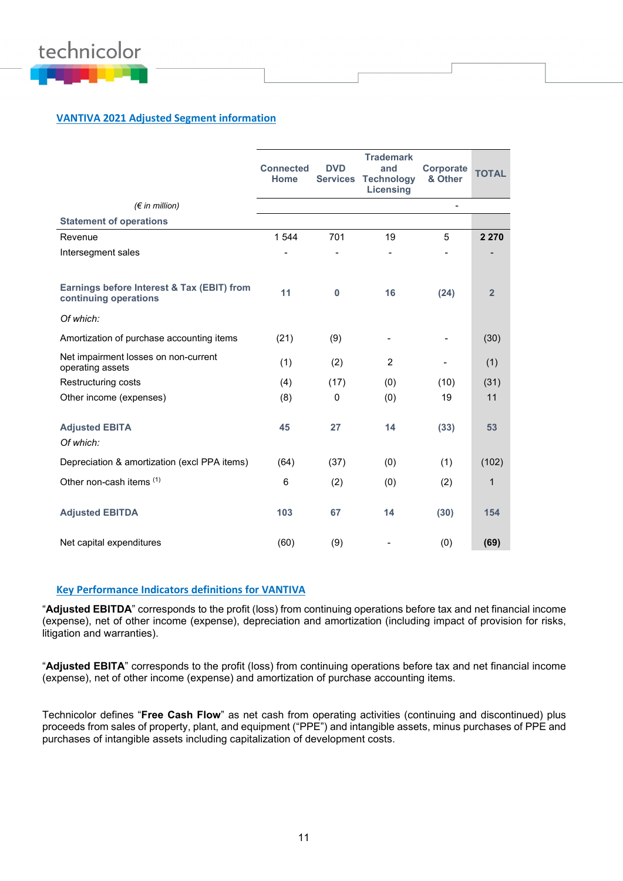## VANTIVA 2021 Adjusted Segment information

| (€ in million) | Connected Home | DVD Services | Trademark and Technology Licensing | Corporate & Other | TOTAL |
|---|---|---|---|---|---|
| | | | | - | |
| **Statement of operations** | | | | | |
| Revenue | 1 544 | 701 | 19 | 5 | **2 270** |
| Intersegment sales | - | - | - | - | - |
| **Earnings before Interest & Tax (EBIT) from continuing operations** | **11** | **0** | **16** | **(24)** | **2** |
| *Of which:* | | | | | |
| Amortization of purchase accounting items | (21) | (9) | - | - | (30) |
| Net impairment losses on non-current operating assets | (1) | (2) | 2 | - | (1) |
| Restructuring costs | (4) | (17) | (0) | (10) | (31) |
| Other income (expenses) | (8) | 0 | (0) | 19 | 11 |
| **Adjusted EBITA** | **45** | **27** | **14** | **(33)** | **53** |
| *Of which:* | | | | | |
| Depreciation & amortization (excl PPA items) | (64) | (37) | (0) | (1) | (102) |
| Other non-cash items [1] | 6 | (2) | (0) | (2) | 1 |
| **Adjusted EBITDA** | **103** | **67** | **14** | **(30)** | **154** |
| Net capital expenditures | (60) | (9) | - | (0) | **(69)** |

## Key Performance Indicators definitions for VANTIVA

"**Adjusted EBITDA**" corresponds to the profit (loss) from continuing operations before tax and net financial income (expense), net of other income (expense), depreciation and amortization (including impact of provision for risks, litigation and warranties).

"**Adjusted EBITA**" corresponds to the profit (loss) from continuing operations before tax and net financial income (expense), net of other income (expense) and amortization of purchase accounting items.

Technicolor defines "**Free Cash Flow**" as net cash from operating activities (continuing and discontinued) plus proceeds from sales of property, plant, and equipment ("PPE") and intangible assets, minus purchases of PPE and purchases of intangible assets including capitalization of development costs.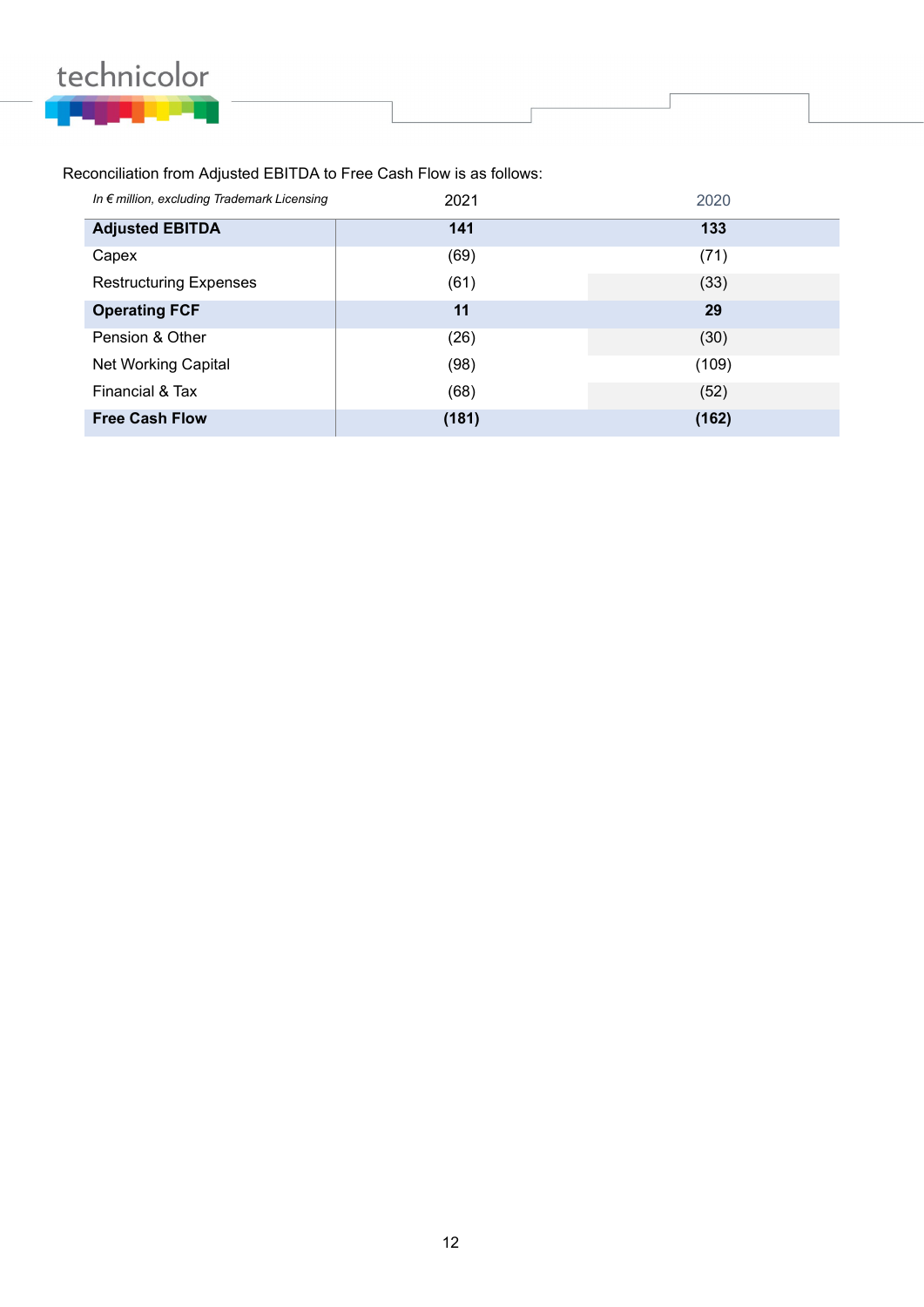Reconciliation from Adjusted EBITDA to Free Cash Flow is as follows:

| *In € million, excluding Trademark Licensing* | 2021 | 2020 |
|---|---|---|
| **Adjusted EBITDA** | **141** | **133** |
| Capex | (69) | (71) |
| Restructuring Expenses | (61) | (33) |
| **Operating FCF** | **11** | **29** |
| Pension & Other | (26) | (30) |
| Net Working Capital | (98) | (109) |
| Financial & Tax | (68) | (52) |
| **Free Cash Flow** | **(181)** | **(162)** |